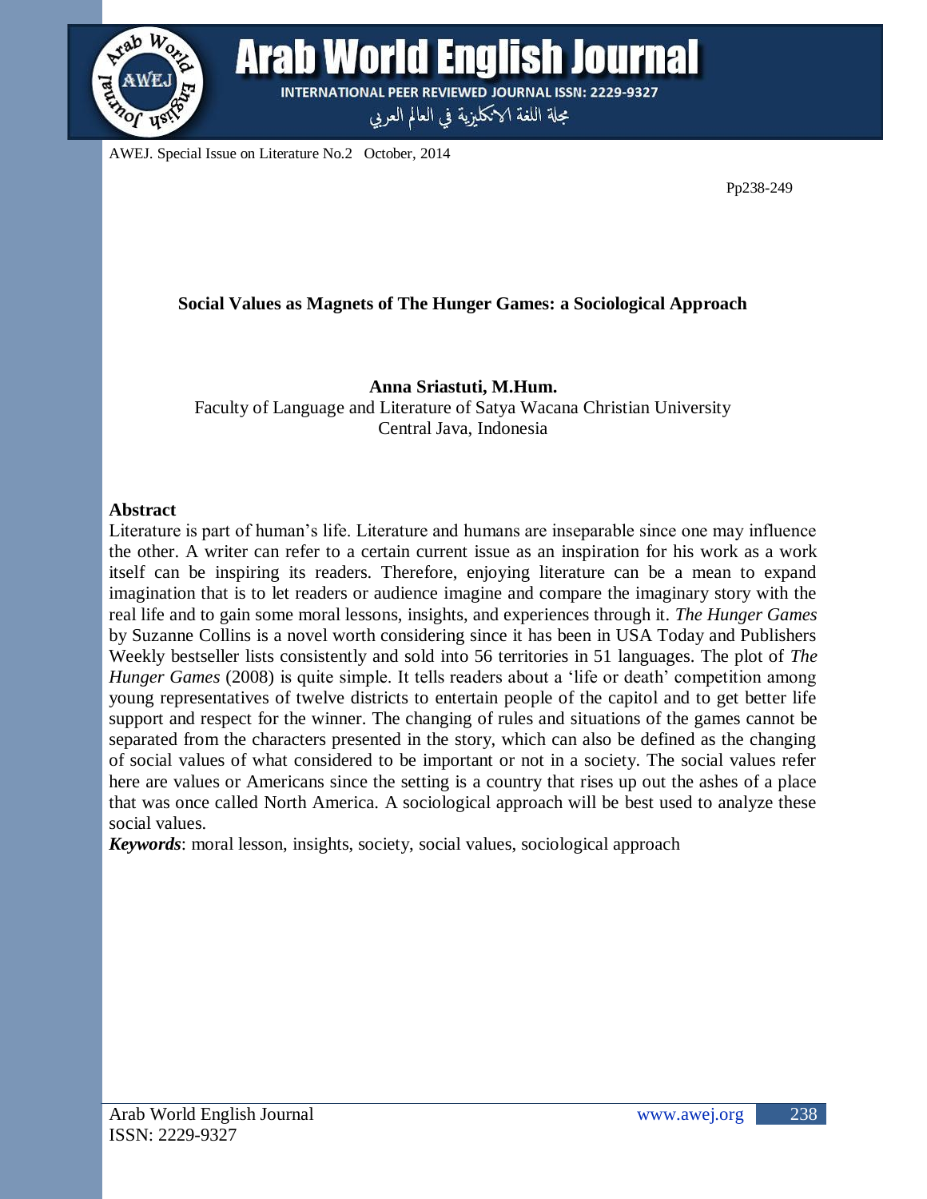# Social Values as Magnets of The Hunger Games: a Sociological Approach

**Anna Sriastuti, M.Hum.**

Faculty of Language and Literature of Satya Wacana Christian University
Central Java, Indonesia

## Abstract

Literature is part of human's life. Literature and humans are inseparable since one may influence the other. A writer can refer to a certain current issue as an inspiration for his work as a work itself can be inspiring its readers. Therefore, enjoying literature can be a mean to expand imagination that is to let readers or audience imagine and compare the imaginary story with the real life and to gain some moral lessons, insights, and experiences through it. *The Hunger Games* by Suzanne Collins is a novel worth considering since it has been in USA Today and Publishers Weekly bestseller lists consistently and sold into 56 territories in 51 languages. The plot of *The Hunger Games* (2008) is quite simple. It tells readers about a 'life or death' competition among young representatives of twelve districts to entertain people of the capitol and to get better life support and respect for the winner. The changing of rules and situations of the games cannot be separated from the characters presented in the story, which can also be defined as the changing of social values of what considered to be important or not in a society. The social values refer here are values or Americans since the setting is a country that rises up out the ashes of a place that was once called North America. A sociological approach will be best used to analyze these social values.

***Keywords***: moral leson, insights, society, social values, sociological approach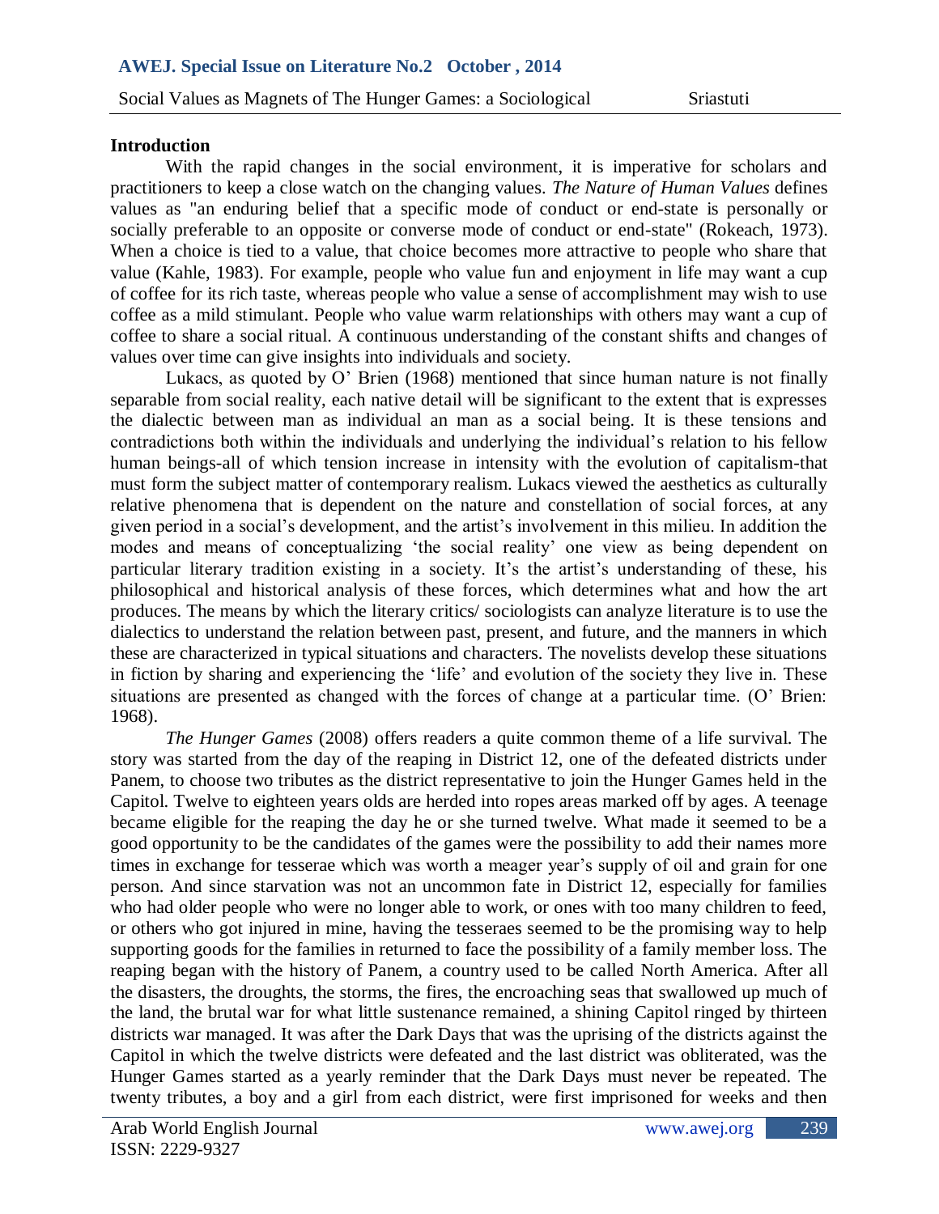**Introduction**

With the rapid changes in the social environment, it is imperative for scholars and practitioners to keep a close watch on the changing values. *The Nature of Human Values* defines values as "an enduring belief that a specific mode of conduct or end-state is personally or socially preferable to an opposite or converse mode of conduct or end-state" (Rokeach, 1973). When a choice is tied to a value, that choice becomes more attractive to people who share that value (Kahle, 1983). For example, people who value fun and enjoyment in life may want a cup of coffee for its rich taste, whereas people who value a sense of accomplishment may wish to use coffee as a mild stimulant. People who value warm relationships with others may want a cup of coffee to share a social ritual. A continuous understanding of the constant shifts and changes of values over time can give insights into individuals and society.

Lukacs, as quoted by O' Brien (1968) mentioned that since human nature is not finally separable from social reality, each native detail will be significant to the extent that is expresses the dialectic between man as individual an man as a social being. It is these tensions and contradictions both within the individuals and underlying the individual's relation to his fellow human beings-all of which tension increase in intensity with the evolution of capitalism-that must form the subject matter of contemporary realism. Lukacs viewed the aesthetics as culturally relative phenomena that is dependent on the nature and constellation of social forces, at any given period in a social's development, and the artist's involvement in this milieu. In addition the modes and means of conceptualizing 'the social reality' one view as being dependent on particular literary tradition existing in a society. It's the artist's understanding of these, his philosophical and historical analysis of these forces, which determines what and how the art produces. The means by which the literary critics/ sociologists can analyze literature is to use the dialectics to understand the relation between past, present, and future, and the manners in which these are characterized in typical situations and characters. The novelists develop these situations in fiction by sharing and experiencing the 'life' and evolution of the society they live in. These situations are presented as changed with the forces of change at a particular time. (O' Brien: 1968).

*The Hunger Games* (2008) offers readers a quite common theme of a life survival. The story was started from the day of the reaping in District 12, one of the defeated districts under Panem, to choose two tributes as the district representative to join the Hunger Games held in the Capitol. Twelve to eighteen years olds are herded into ropes areas marked off by ages. A teenage became eligible for the reaping the day he or she turned twelve. What made it seemed to be a good opportunity to be the candidates of the games were the possibility to add their names more times in exchange for tesserae which was worth a meager year's supply of oil and grain for one person. And since starvation was not an uncommon fate in District 12, especially for families who had older people who were no longer able to work, or ones with too many children to feed, or others who got injured in mine, having the tesseraes seemed to be the promising way to help supporting goods for the families in returned to face the possibility of a family member loss. The reaping began with the history of Panem, a country used to be called North America. After all the disasters, the droughts, the storms, the fires, the encroaching seas that swallowed up much of the land, the brutal war for what little sustenance remained, a shining Capitol ringed by thirteen districts war managed. It was after the Dark Days that was the uprising of the districts against the Capitol in which the twelve districts were defeated and the last district was obliterated, was the Hunger Games started as a yearly reminder that the Dark Days must never be repeated. The twenty tributes, a boy and a girl from each district, were first imprisoned for weeks and then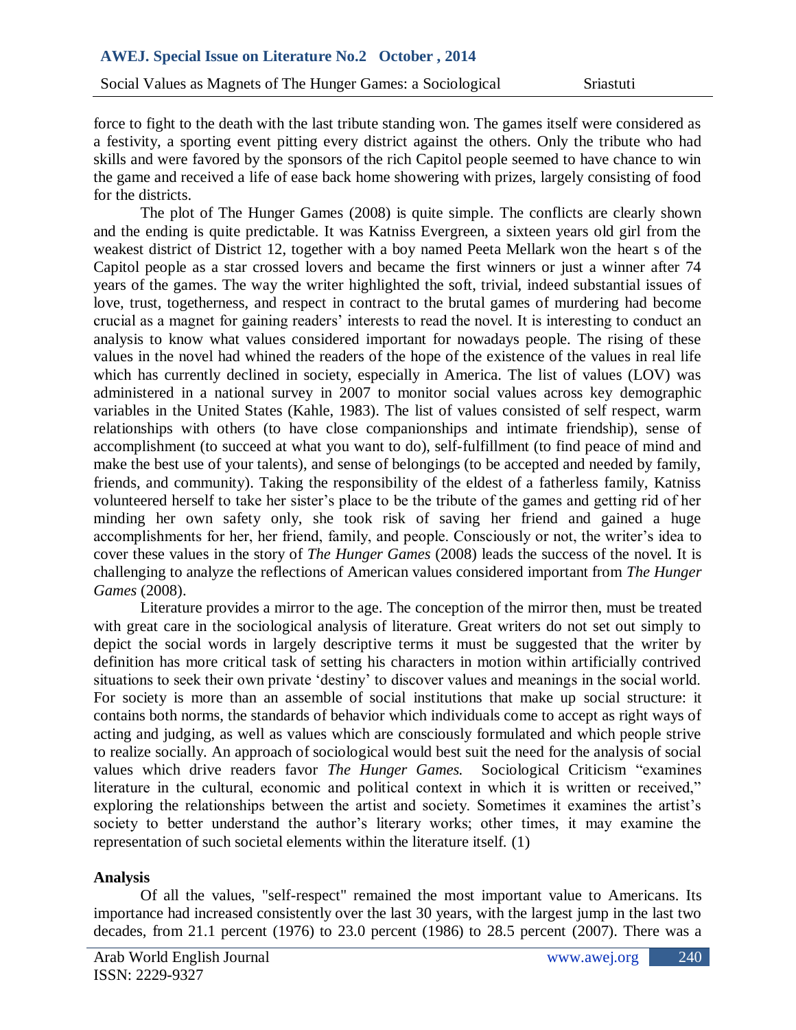force to fight to the death with the last tribute standing won. The games itself were considered as a festivity, a sporting event pitting every district against the others. Only the tribute who had skills and were favored by the sponsors of the rich Capitol people seemed to have chance to win the game and received a life of ease back home showering with prizes, largely consisting of food for the districts.

The plot of The Hunger Games (2008) is quite simple. The conflicts are clearly shown and the ending is quite predictable. It was Katniss Evergreen, a sixteen years old girl from the weakest district of District 12, together with a boy named Peeta Mellark won the heart s of the Capitol people as a star crossed lovers and became the first winners or just a winner after 74 years of the games. The way the writer highlighted the soft, trivial, indeed substantial issues of love, trust, togetherness, and respect in contract to the brutal games of murdering had become crucial as a magnet for gaining readers' interests to read the novel. It is interesting to conduct an analysis to know what values considered important for nowadays people. The rising of these values in the novel had whined the readers of the hope of the existence of the values in real life which has currently declined in society, especially in America. The list of values (LOV) was administered in a national survey in 2007 to monitor social values across key demographic variables in the United States (Kahle, 1983). The list of values consisted of self respect, warm relationships with others (to have close companionships and intimate friendship), sense of accomplishment (to succeed at what you want to do), self-fulfillment (to find peace of mind and make the best use of your talents), and sense of belongings (to be accepted and needed by family, friends, and community). Taking the responsibility of the eldest of a fatherless family, Katniss volunteered herself to take her sister's place to be the tribute of the games and getting rid of her minding her own safety only, she took risk of saving her friend and gained a huge accomplishments for her, her friend, family, and people. Consciously or not, the writer's idea to cover these values in the story of *The Hunger Games* (2008) leads the success of the novel. It is challenging to analyze the reflections of American values considered important from *The Hunger Games* (2008).

Literature provides a mirror to the age. The conception of the mirror then, must be treated with great care in the sociological analysis of literature. Great writers do not set out simply to depict the social words in largely descriptive terms it must be suggested that the writer by definition has more critical task of setting his characters in motion within artificially contrived situations to seek their own private 'destiny' to discover values and meanings in the social world. For society is more than an assemble of social institutions that make up social structure: it contains both norms, the standards of behavior which individuals come to accept as right ways of acting and judging, as well as values which are consciously formulated and which people strive to realize socially. An approach of sociological would best suit the need for the analysis of social values which drive readers favor *The Hunger Games.* Sociological Criticism "examines literature in the cultural, economic and political context in which it is written or received," exploring the relationships between the artist and society. Sometimes it examines the artist's society to better understand the author's literary works; other times, it may examine the representation of such societal elements within the literature itself. (1)

## Analysis

Of all the values, "self-respect" remained the most important value to Americans. Its importance had increased consistently over the last 30 years, with the largest jump in the last two decades, from 21.1 percent (1976) to 23.0 percent (1986) to 28.5 percent (2007). There was a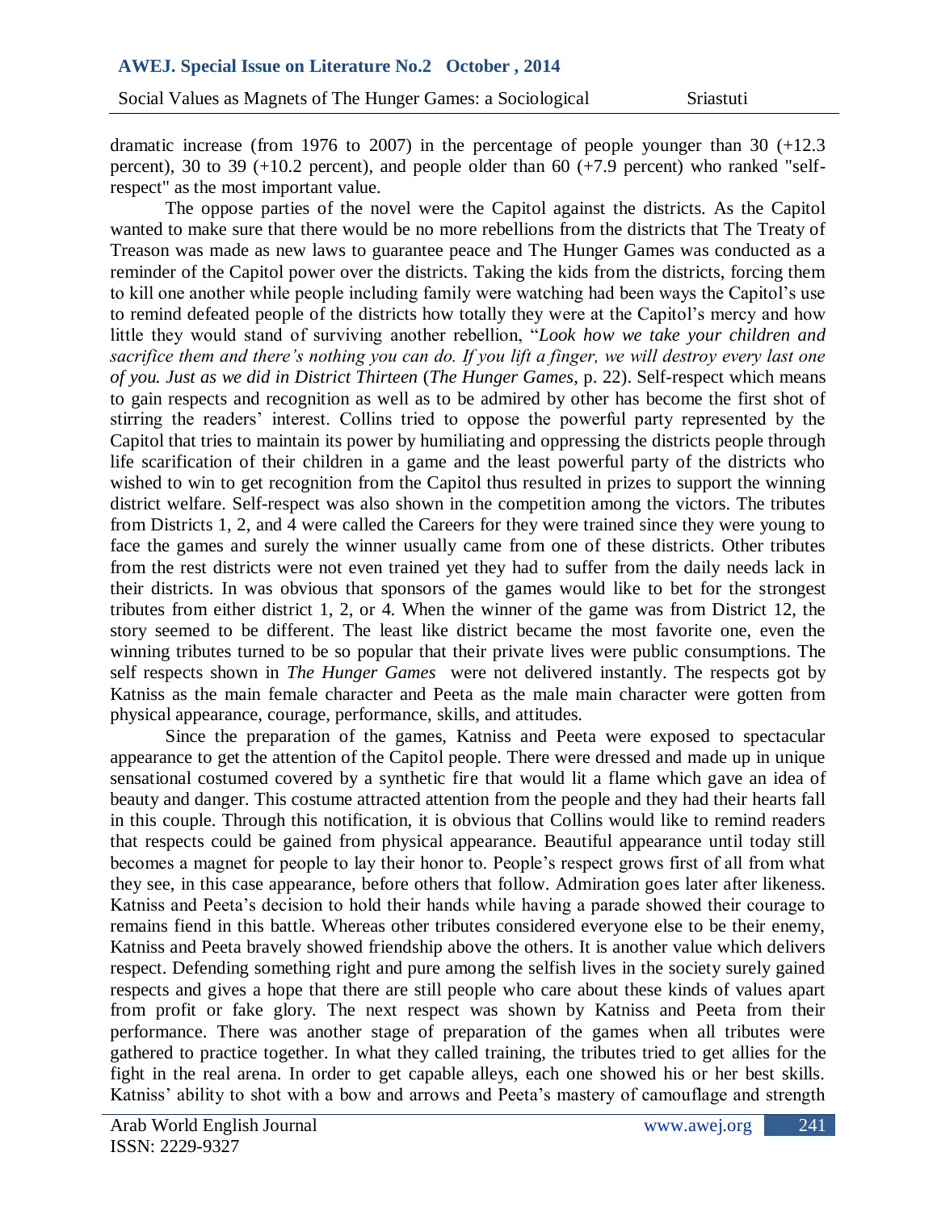dramatic increase (from 1976 to 2007) in the percentage of people younger than 30 (+12.3 percent), 30 to 39 (+10.2 percent), and people older than 60 (+7.9 percent) who ranked "self-respect" as the most important value.

The oppose parties of the novel were the Capitol against the districts. As the Capitol wanted to make sure that there would be no more rebellions from the districts that The Treaty of Treason was made as new laws to guarantee peace and The Hunger Games was conducted as a reminder of the Capitol power over the districts. Taking the kids from the districts, forcing them to kill one another while people including family were watching had been ways the Capitol's use to remind defeated people of the districts how totally they were at the Capitol's mercy and how little they would stand of surviving another rebellion, "*Look how we take your children and sacrifice them and there's nothing you can do. If you lift a finger, we will destroy every last one of you. Just as we did in District Thirteen* (*The Hunger Games*, p. 22). Self-respect which means to gain respects and recognition as well as to be admired by other has become the first shot of stirring the readers' interest. Collins tried to oppose the powerful party represented by the Capitol that tries to maintain its power by humiliating and oppressing the districts people through life scarification of their children in a game and the least powerful party of the districts who wished to win to get recognition from the Capitol thus resulted in prizes to support the winning district welfare. Self-respect was also shown in the competition among the victors. The tributes from Districts 1, 2, and 4 were called the Careers for they were trained since they were young to face the games and surely the winner usually came from one of these districts. Other tributes from the rest districts were not even trained yet they had to suffer from the daily needs lack in their districts. In was obvious that sponsors of the games would like to bet for the strongest tributes from either district 1, 2, or 4. When the winner of the game was from District 12, the story seemed to be different. The least like district became the most favorite one, even the winning tributes turned to be so popular that their private lives were public consumptions. The self respects shown in *The Hunger Games* were not delivered instantly. The respects got by Katniss as the main female character and Peeta as the male main character were gotten from physical appearance, courage, performance, skills, and attitudes.

Since the preparation of the games, Katniss and Peeta were exposed to spectacular appearance to get the attention of the Capitol people. There were dressed and made up in unique sensational costumed covered by a synthetic fire that would lit a flame which gave an idea of beauty and danger. This costume attracted attention from the people and they had their hearts fall in this couple. Through this notification, it is obvious that Collins would like to remind readers that respects could be gained from physical appearance. Beautiful appearance until today still becomes a magnet for people to lay their honor to. People's respect grows first of all from what they see, in this case appearance, before others that follow. Admiration goes later after likeness. Katniss and Peeta's decision to hold their hands while having a parade showed their courage to remains fiend in this battle. Whereas other tributes considered everyone else to be their enemy, Katniss and Peeta bravely showed friendship above the others. It is another value which delivers respect. Defending something right and pure among the selfish lives in the society surely gained respects and gives a hope that there are still people who care about these kinds of values apart from profit or fake glory. The next respect was shown by Katniss and Peeta from their performance. There was another stage of preparation of the games when all tributes were gathered to practice together. In what they called training, the tributes tried to get allies for the fight in the real arena. In order to get capable alleys, each one showed his or her best skills. Katniss' ability to shot with a bow and arrows and Peeta's mastery of camouflage and strength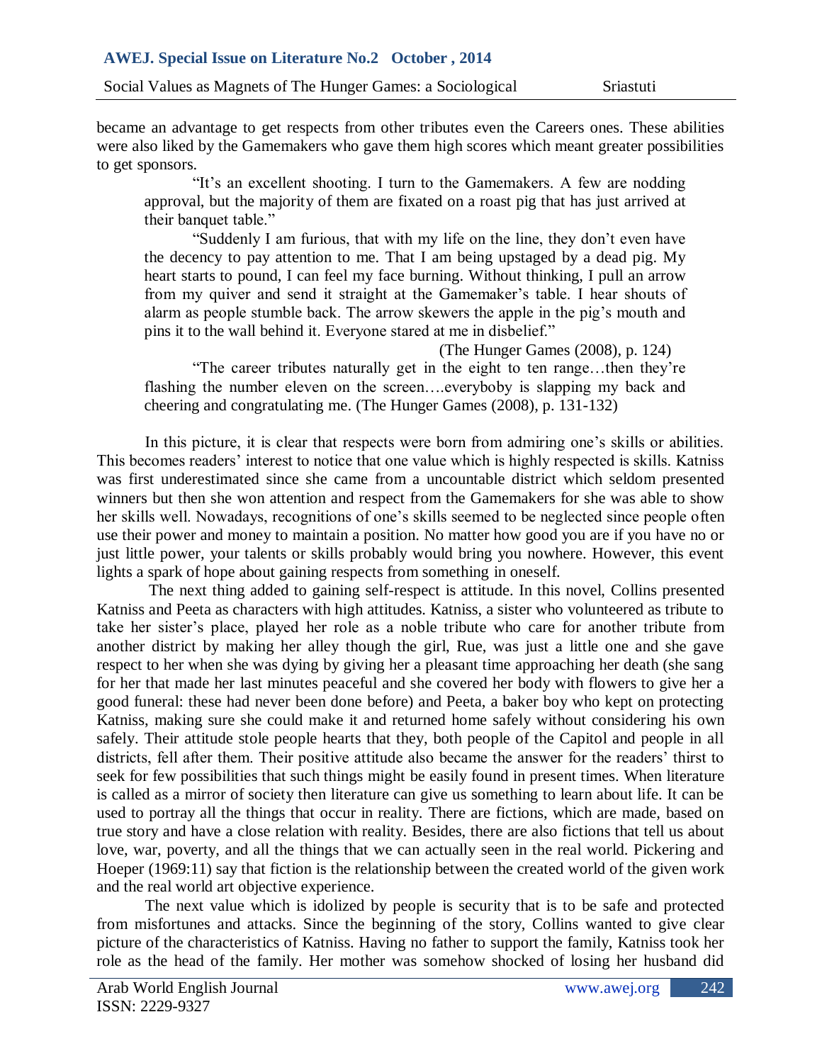became an advantage to get respects from other tributes even the Careers ones. These abilities were also liked by the Gamemakers who gave them high scores which meant greater possibilities to get sponsors.

> "It's an excellent shooting. I turn to the Gamemakers. A few are nodding approval, but the majority of them are fixated on a roast pig that has just arrived at their banquet table."
>
> "Suddenly I am furious, that with my life on the line, they don't even have the decency to pay attention to me. That I am being upstaged by a dead pig. My heart starts to pound, I can feel my face burning. Without thinking, I pull an arrow from my quiver and send it straight at the Gamemaker's table. I hear shouts of alarm as people stumble back. The arrow skewers the apple in the pig's mouth and pins it to the wall behind it. Everyone stared at me in disbelief."
>
> (The Hunger Games (2008), p. 124)
>
> "The career tributes naturally get in the eight to ten range…then they're flashing the number eleven on the screen….everyboby is slapping my back and cheering and congratulating me. (The Hunger Games (2008), p. 131-132)

In this picture, it is clear that respects were born from admiring one's skills or abilities. This becomes readers' interest to notice that one value which is highly respected is skills. Katniss was first underestimated since she came from a uncountable district which seldom presented winners but then she won attention and respect from the Gamemakers for she was able to show her skills well. Nowadays, recognitions of one's skills seemed to be neglected since people often use their power and money to maintain a position. No matter how good you are if you have no or just little power, your talents or skills probably would bring you nowhere. However, this event lights a spark of hope about gaining respects from something in oneself.

The next thing added to gaining self-respect is attitude. In this novel, Collins presented Katniss and Peeta as characters with high attitudes. Katniss, a sister who volunteered as tribute to take her sister's place, played her role as a noble tribute who care for another tribute from another district by making her alley though the girl, Rue, was just a little one and she gave respect to her when she was dying by giving her a pleasant time approaching her death (she sang for her that made her last minutes peaceful and she covered her body with flowers to give her a good funeral: these had never been done before) and Peeta, a baker boy who kept on protecting Katniss, making sure she could make it and returned home safely without considering his own safely. Their attitude stole people hearts that they, both people of the Capitol and people in all districts, fell after them. Their positive attitude also became the answer for the readers' thirst to seek for few possibilities that such things might be easily found in present times. When literature is called as a mirror of society then literature can give us something to learn about life. It can be used to portray all the things that occur in reality. There are fictions, which are made, based on true story and have a close relation with reality. Besides, there are also fictions that tell us about love, war, poverty, and all the things that we can actually seen in the real world. Pickering and Hoeper (1969:11) say that fiction is the relationship between the created world of the given work and the real world art objective experience.

The next value which is idolized by people is security that is to be safe and protected from misfortunes and attacks. Since the beginning of the story, Collins wanted to give clear picture of the characteristics of Katniss. Having no father to support the family, Katniss took her role as the head of the family. Her mother was somehow shocked of losing her husband did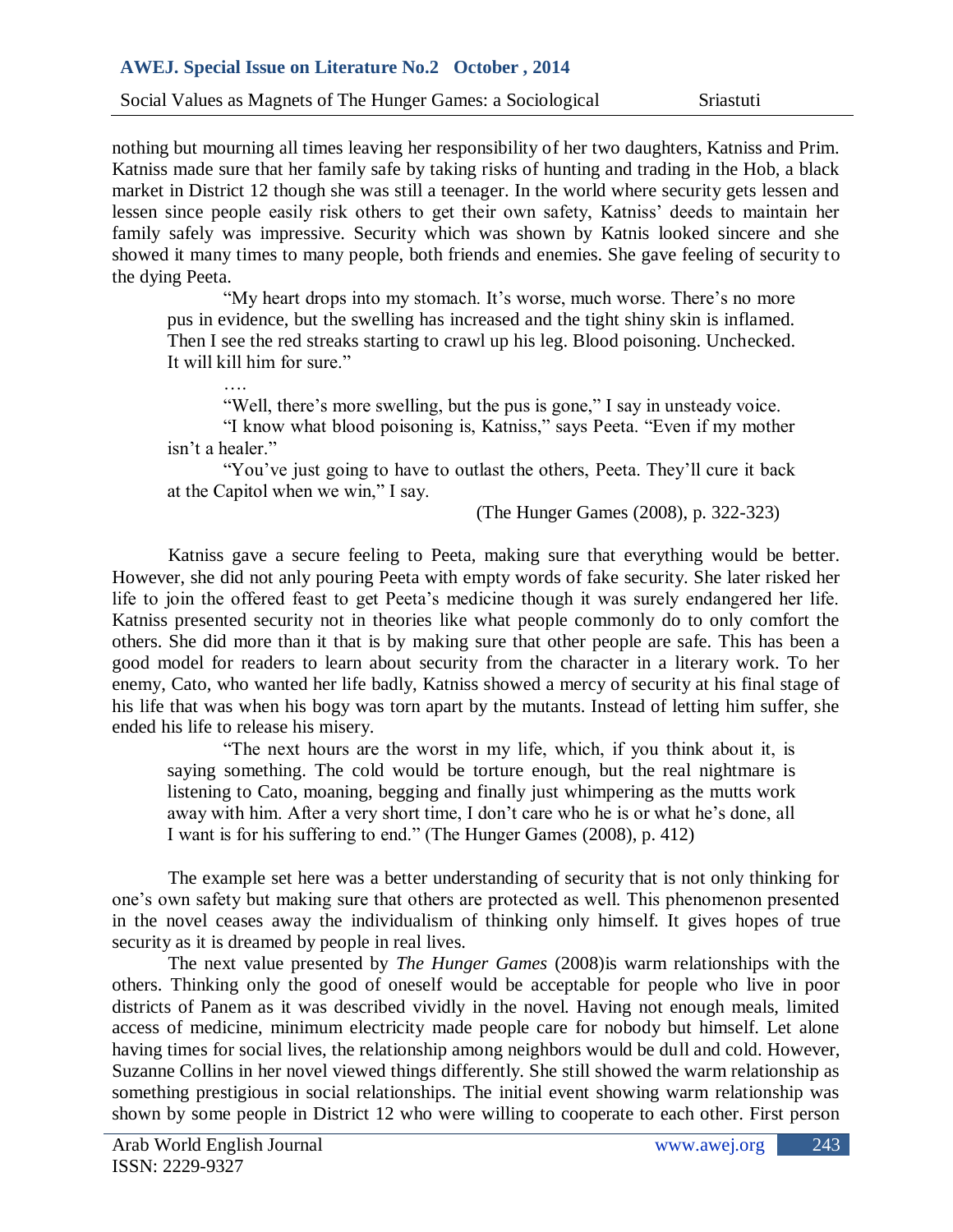nothing but mourning all times leaving her responsibility of her two daughters, Katniss and Prim. Katniss made sure that her family safe by taking risks of hunting and trading in the Hob, a black market in District 12 though she was still a teenager. In the world where security gets lessen and lessen since people easily risk others to get their own safety, Katniss' deeds to maintain her family safely was impressive. Security which was shown by Katnis looked sincere and she showed it many times to many people, both friends and enemies. She gave feeling of security to the dying Peeta.

> "My heart drops into my stomach. It's worse, much worse. There's no more pus in evidence, but the swelling has increased and the tight shiny skin is inflamed. Then I see the red streaks starting to crawl up his leg. Blood poisoning. Unchecked. It will kill him for sure."
>
> ….
>
> "Well, there's more swelling, but the pus is gone," I say in unsteady voice.
>
> "I know what blood poisoning is, Katniss," says Peeta. "Even if my mother isn't a healer."
>
> "You've just going to have to outlast the others, Peeta. They'll cure it back at the Capitol when we win," I say.
>
> (The Hunger Games (2008), p. 322-323)

Katniss gave a secure feeling to Peeta, making sure that everything would be better. However, she did not anly pouring Peeta with empty words of fake security. She later risked her life to join the offered feast to get Peeta's medicine though it was surely endangered her life. Katniss presented security not in theories like what people commonly do to only comfort the others. She did more than it that is by making sure that other people are safe. This has been a good model for readers to learn about security from the character in a literary work. To her enemy, Cato, who wanted her life badly, Katniss showed a mercy of security at his final stage of his life that was when his bogy was torn apart by the mutants. Instead of letting him suffer, she ended his life to release his misery.

> "The next hours are the worst in my life, which, if you think about it, is saying something. The cold would be torture enough, but the real nightmare is listening to Cato, moaning, begging and finally just whimpering as the mutts work away with him. After a very short time, I don't care who he is or what he's done, all I want is for his suffering to end." (The Hunger Games (2008), p. 412)

The example set here was a better understanding of security that is not only thinking for one's own safety but making sure that others are protected as well. This phenomenon presented in the novel ceases away the individualism of thinking only himself. It gives hopes of true security as it is dreamed by people in real lives.

The next value presented by *The Hunger Games* (2008)is warm relationships with the others. Thinking only the good of oneself would be acceptable for people who live in poor districts of Panem as it was described vividly in the novel. Having not enough meals, limited access of medicine, minimum electricity made people care for nobody but himself. Let alone having times for social lives, the relationship among neighbors would be dull and cold. However, Suzanne Collins in her novel viewed things differently. She still showed the warm relationship as something prestigious in social relationships. The initial event showing warm relationship was shown by some people in District 12 who were willing to cooperate to each other. First person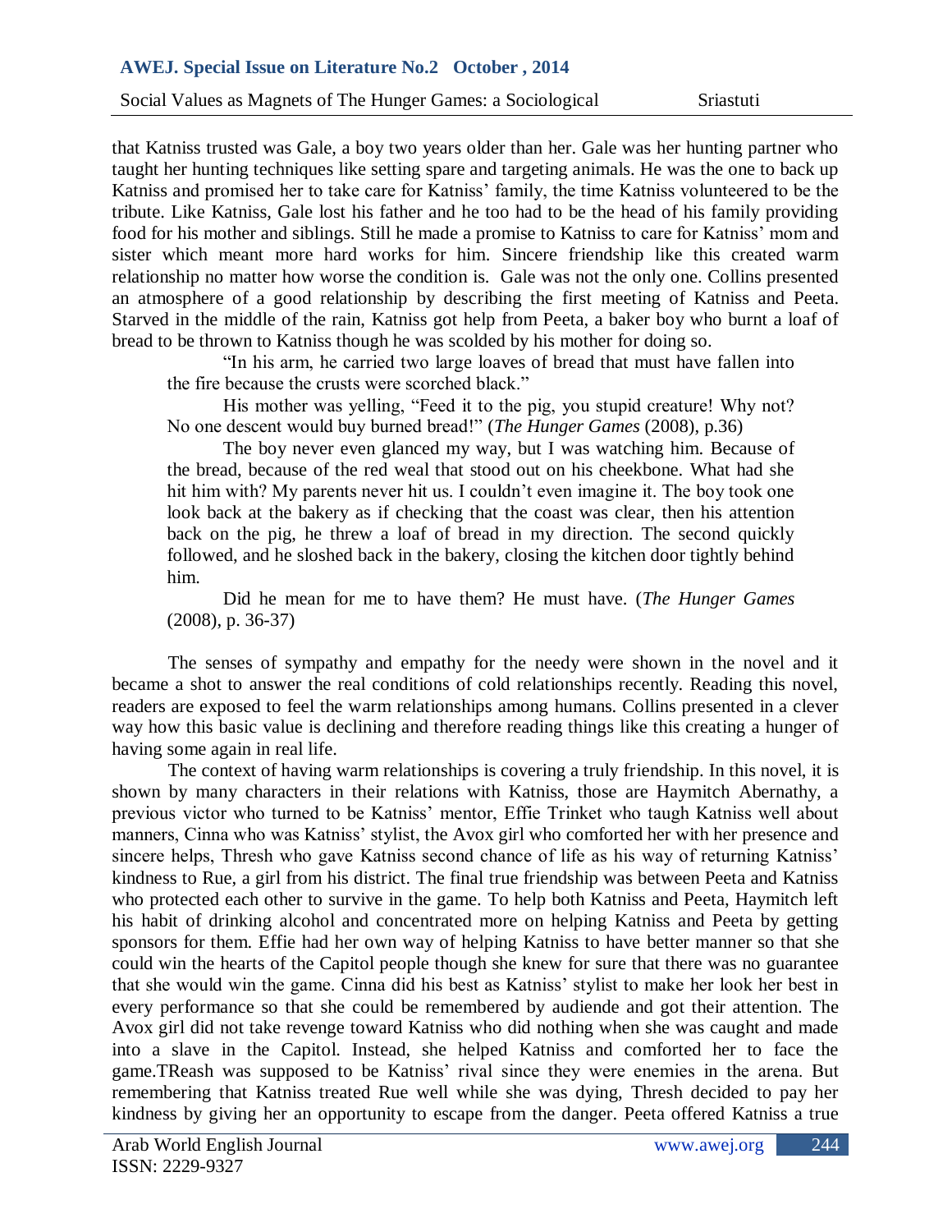that Katniss trusted was Gale, a boy two years older than her. Gale was her hunting partner who taught her hunting techniques like setting spare and targeting animals. He was the one to back up Katniss and promised her to take care for Katniss' family, the time Katniss volunteered to be the tribute. Like Katniss, Gale lost his father and he too had to be the head of his family providing food for his mother and siblings. Still he made a promise to Katniss to care for Katniss' mom and sister which meant more hard works for him. Sincere friendship like this created warm relationship no matter how worse the condition is. Gale was not the only one. Collins presented an atmosphere of a good relationship by describing the first meeting of Katniss and Peeta. Starved in the middle of the rain, Katniss got help from Peeta, a baker boy who burnt a loaf of bread to be thrown to Katniss though he was scolded by his mother for doing so.

> "In his arm, he carried two large loaves of bread that must have fallen into the fire because the crusts were scorched black."
>
> His mother was yelling, "Feed it to the pig, you stupid creature! Why not? No one descent would buy burned bread!" (*The Hunger Games* (2008), p.36)
>
> The boy never even glanced my way, but I was watching him. Because of the bread, because of the red weal that stood out on his cheekbone. What had she hit him with? My parents never hit us. I couldn't even imagine it. The boy took one look back at the bakery as if checking that the coast was clear, then his attention back on the pig, he threw a loaf of bread in my direction. The second quickly followed, and he sloshed back in the bakery, closing the kitchen door tightly behind him.
>
> Did he mean for me to have them? He must have. (*The Hunger Games* (2008), p. 36-37)

The senses of sympathy and empathy for the needy were shown in the novel and it became a shot to answer the real conditions of cold relationships recently. Reading this novel, readers are exposed to feel the warm relationships among humans. Collins presented in a clever way how this basic value is declining and therefore reading things like this creating a hunger of having some again in real life.

The context of having warm relationships is covering a truly friendship. In this novel, it is shown by many characters in their relations with Katniss, those are Haymitch Abernathy, a previous victor who turned to be Katniss' mentor, Effie Trinket who taugh Katniss well about manners, Cinna who was Katniss' stylist, the Avox girl who comforted her with her presence and sincere helps, Thresh who gave Katniss second chance of life as his way of returning Katniss' kindness to Rue, a girl from his district. The final true friendship was between Peeta and Katniss who protected each other to survive in the game. To help both Katniss and Peeta, Haymitch left his habit of drinking alcohol and concentrated more on helping Katniss and Peeta by getting sponsors for them. Effie had her own way of helping Katniss to have better manner so that she could win the hearts of the Capitol people though she knew for sure that there was no guarantee that she would win the game. Cinna did his best as Katniss' stylist to make her look her best in every performance so that she could be remembered by audiende and got their attention. The Avox girl did not take revenge toward Katniss who did nothing when she was caught and made into a slave in the Capitol. Instead, she helped Katniss and comforted her to face the game.TReash was supposed to be Katniss' rival since they were enemies in the arena. But remembering that Katniss treated Rue well while she was dying, Thresh decided to pay her kindness by giving her an opportunity to escape from the danger. Peeta offered Katniss a true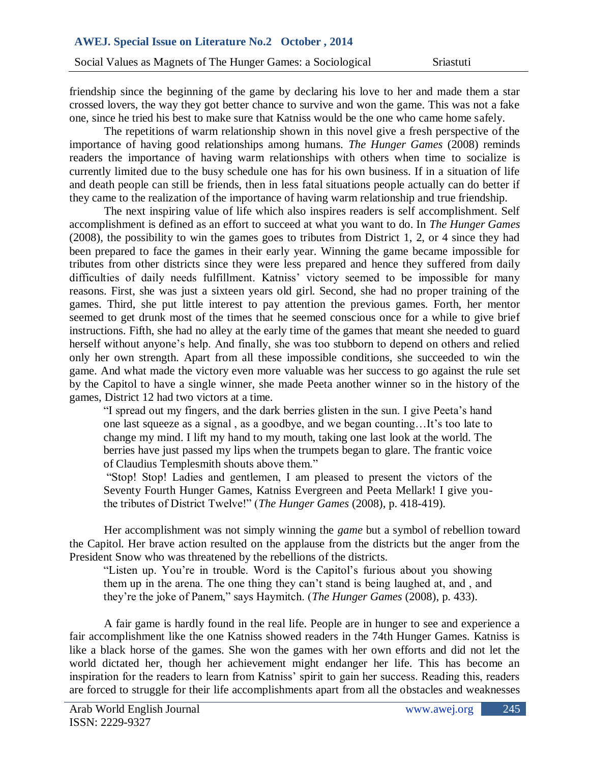friendship since the beginning of the game by declaring his love to her and made them a star crossed lovers, the way they got better chance to survive and won the game. This was not a fake one, since he tried his best to make sure that Katniss would be the one who came home safely.

The repetitions of warm relationship shown in this novel give a fresh perspective of the importance of having good relationships among humans. *The Hunger Games* (2008) reminds readers the importance of having warm relationships with others when time to socialize is currently limited due to the busy schedule one has for his own business. If in a situation of life and death people can still be friends, then in less fatal situations people actually can do better if they came to the realization of the importance of having warm relationship and true friendship.

The next inspiring value of life which also inspires readers is self accomplishment. Self accomplishment is defined as an effort to succeed at what you want to do. In *The Hunger Games* (2008), the possibility to win the games goes to tributes from District 1, 2, or 4 since they had been prepared to face the games in their early year. Winning the game became impossible for tributes from other districts since they were less prepared and hence they suffered from daily difficulties of daily needs fulfillment. Katniss' victory seemed to be impossible for many reasons. First, she was just a sixteen years old girl. Second, she had no proper training of the games. Third, she put little interest to pay attention the previous games. Forth, her mentor seemed to get drunk most of the times that he seemed conscious once for a while to give brief instructions. Fifth, she had no alley at the early time of the games that meant she needed to guard herself without anyone's help. And finally, she was too stubborn to depend on others and relied only her own strength. Apart from all these impossible conditions, she succeeded to win the game. And what made the victory even more valuable was her success to go against the rule set by the Capitol to have a single winner, she made Peeta another winner so in the history of the games, District 12 had two victors at a time.

> "I spread out my fingers, and the dark berries glisten in the sun. I give Peeta's hand one last squeeze as a signal , as a goodbye, and we began counting…It's too late to change my mind. I lift my hand to my mouth, taking one last look at the world. The berries have just passed my lips when the trumpets began to glare. The frantic voice of Claudius Templesmith shouts above them."
>
> "Stop! Stop! Ladies and gentlemen, I am pleased to present the victors of the Seventy Fourth Hunger Games, Katniss Evergreen and Peeta Mellark! I give you- the tributes of District Twelve!" (*The Hunger Games* (2008), p. 418-419).

Her accomplishment was not simply winning the *game* but a symbol of rebellion toward the Capitol. Her brave action resulted on the applause from the districts but the anger from the President Snow who was threatened by the rebellions of the districts.

> "Listen up. You're in trouble. Word is the Capitol's furious about you showing them up in the arena. The one thing they can't stand is being laughed at, and , and they're the joke of Panem," says Haymitch. (*The Hunger Games* (2008), p. 433).

A fair game is hardly found in the real life. People are in hunger to see and experience a fair accomplishment like the one Katniss showed readers in the 74th Hunger Games. Katniss is like a black horse of the games. She won the games with her own efforts and did not let the world dictated her, though her achievement might endanger her life. This has become an inspiration for the readers to learn from Katniss' spirit to gain her success. Reading this, readers are forced to struggle for their life accomplishments apart from all the obstacles and weaknesses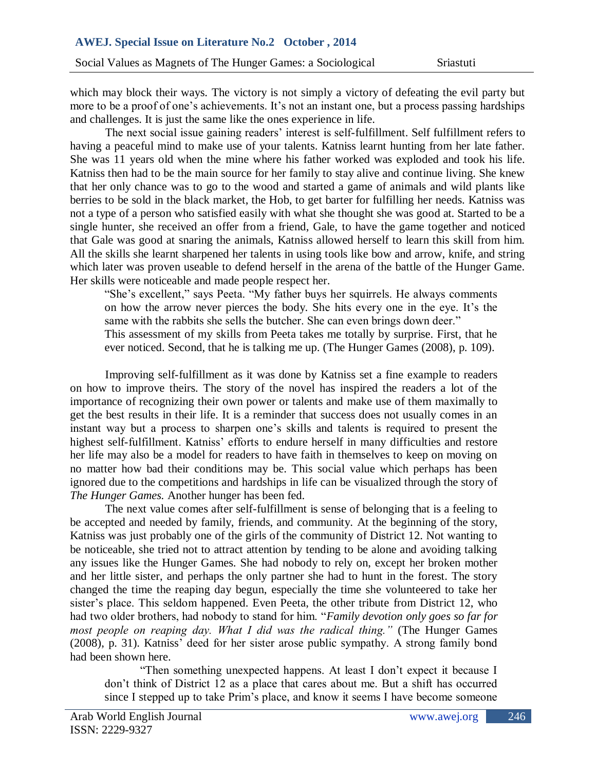which may block their ways. The victory is not simply a victory of defeating the evil party but more to be a proof of one's achievements. It's not an instant one, but a process passing hardships and challenges. It is just the same like the ones experience in life.

The next social issue gaining readers' interest is self-fulfillment. Self fulfillment refers to having a peaceful mind to make use of your talents. Katniss learnt hunting from her late father. She was 11 years old when the mine where his father worked was exploded and took his life. Katniss then had to be the main source for her family to stay alive and continue living. She knew that her only chance was to go to the wood and started a game of animals and wild plants like berries to be sold in the black market, the Hob, to get barter for fulfilling her needs. Katniss was not a type of a person who satisfied easily with what she thought she was good at. Started to be a single hunter, she received an offer from a friend, Gale, to have the game together and noticed that Gale was good at snaring the animals, Katniss allowed herself to learn this skill from him. All the skills she learnt sharpened her talents in using tools like bow and arrow, knife, and string which later was proven useable to defend herself in the arena of the battle of the Hunger Game. Her skills were noticeable and made people respect her.

> "She's excellent," says Peeta. "My father buys her squirrels. He always comments on how the arrow never pierces the body. She hits every one in the eye. It's the same with the rabbits she sells the butcher. She can even brings down deer."
>
> This assessment of my skills from Peeta takes me totally by surprise. First, that he ever noticed. Second, that he is talking me up. (The Hunger Games (2008), p. 109).

Improving self-fulfillment as it was done by Katniss set a fine example to readers on how to improve theirs. The story of the novel has inspired the readers a lot of the importance of recognizing their own power or talents and make use of them maximally to get the best results in their life. It is a reminder that success does not usually comes in an instant way but a process to sharpen one's skills and talents is required to present the highest self-fulfillment. Katniss' efforts to endure herself in many difficulties and restore her life may also be a model for readers to have faith in themselves to keep on moving on no matter how bad their conditions may be. This social value which perhaps has been ignored due to the competitions and hardships in life can be visualized through the story of *The Hunger Games.* Another hunger has been fed.

The next value comes after self-fulfillment is sense of belonging that is a feeling to be accepted and needed by family, friends, and community. At the beginning of the story, Katniss was just probably one of the girls of the community of District 12. Not wanting to be noticeable, she tried not to attract attention by tending to be alone and avoiding talking any issues like the Hunger Games. She had nobody to rely on, except her broken mother and her little sister, and perhaps the only partner she had to hunt in the forest. The story changed the time the reaping day begun, especially the time she volunteered to take her sister's place. This seldom happened. Even Peeta, the other tribute from District 12, who had two older brothers, had nobody to stand for him. "*Family devotion only goes so far for most people on reaping day. What I did was the radical thing."* (The Hunger Games (2008), p. 31). Katniss' deed for her sister arose public sympathy. A strong family bond had been shown here.

> "Then something unexpected happens. At least I don't expect it because I don't think of District 12 as a place that cares about me. But a shift has occurred since I stepped up to take Prim's place, and know it seems I have become someone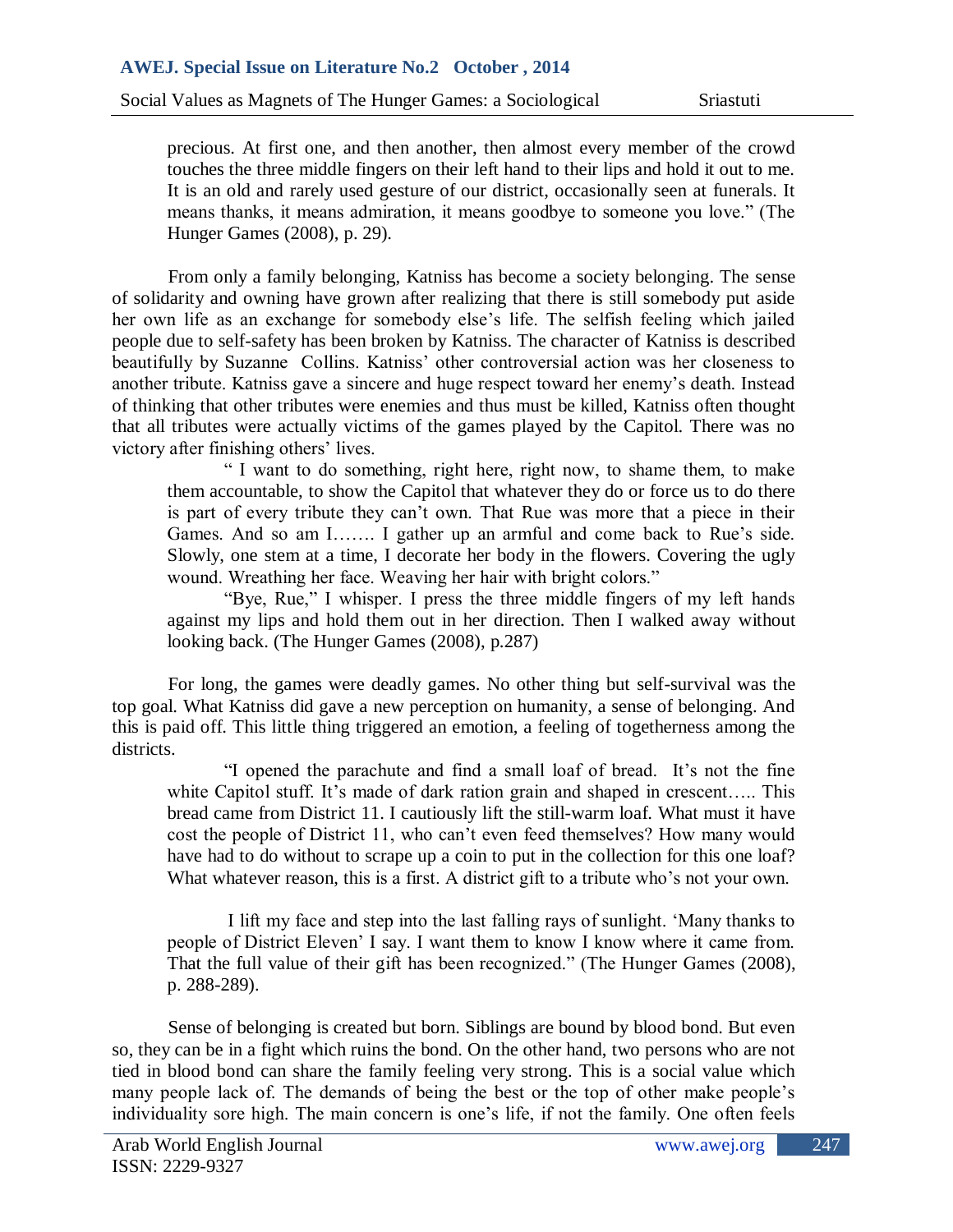> precious. At first one, and then another, then almost every member of the crowd touches the three middle fingers on their left hand to their lips and hold it out to me. It is an old and rarely used gesture of our district, occasionally seen at funerals. It means thanks, it means admiration, it means goodbye to someone you love." (The Hunger Games (2008), p. 29).

From only a family belonging, Katniss has become a society belonging. The sense of solidarity and owning have grown after realizing that there is still somebody put aside her own life as an exchange for somebody else's life. The selfish feeling which jailed people due to self-safety has been broken by Katniss. The character of Katniss is described beautifully by Suzanne Collins. Katniss' other controversial action was her closeness to another tribute. Katniss gave a sincere and huge respect toward her enemy's death. Instead of thinking that other tributes were enemies and thus must be killed, Katniss often thought that all tributes were actually victims of the games played by the Capitol. There was no victory after finishing others' lives.

> " I want to do something, right here, right now, to shame them, to make them accountable, to show the Capitol that whatever they do or force us to do there is part of every tribute they can't own. That Rue was more that a piece in their Games. And so am I……. I gather up an armful and come back to Rue's side. Slowly, one stem at a time, I decorate her body in the flowers. Covering the ugly wound. Wreathing her face. Weaving her hair with bright colors."
>
> "Bye, Rue," I whisper. I press the three middle fingers of my left hands against my lips and hold them out in her direction. Then I walked away without looking back. (The Hunger Games (2008), p.287)

For long, the games were deadly games. No other thing but self-survival was the top goal. What Katniss did gave a new perception on humanity, a sense of belonging. And this is paid off. This little thing triggered an emotion, a feeling of togetherness among the districts.

> "I opened the parachute and find a small loaf of bread. It's not the fine white Capitol stuff. It's made of dark ration grain and shaped in crescent….. This bread came from District 11. I cautiously lift the still-warm loaf. What must it have cost the people of District 11, who can't even feed themselves? How many would have had to do without to scrape up a coin to put in the collection for this one loaf? What whatever reason, this is a first. A district gift to a tribute who's not your own.
>
> I lift my face and step into the last falling rays of sunlight. 'Many thanks to people of District Eleven' I say. I want them to know I know where it came from. That the full value of their gift has been recognized." (The Hunger Games (2008), p. 288-289).

Sense of belonging is created but born. Siblings are bound by blood bond. But even so, they can be in a fight which ruins the bond. On the other hand, two persons who are not tied in blood bond can share the family feeling very strong. This is a social value which many people lack of. The demands of being the best or the top of other make people's individuality sore high. The main concern is one's life, if not the family. One often feels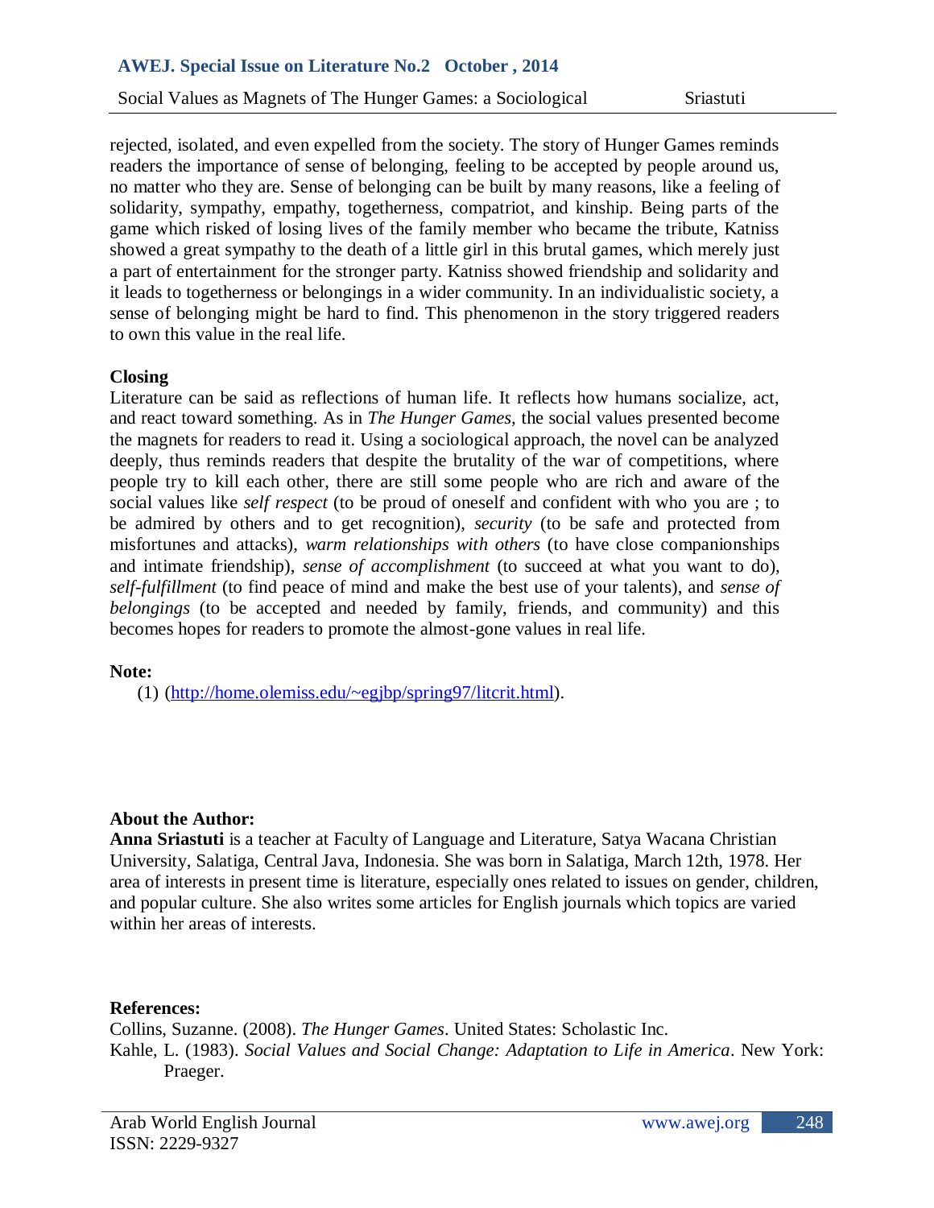rejected, isolated, and even expelled from the society. The story of Hunger Games reminds readers the importance of sense of belonging, feeling to be accepted by people around us, no matter who they are. Sense of belonging can be built by many reasons, like a feeling of solidarity, sympathy, empathy, togetherness, compatriot, and kinship. Being parts of the game which risked of losing lives of the family member who became the tribute, Katniss showed a great sympathy to the death of a little girl in this brutal games, which merely just a part of entertainment for the stronger party. Katniss showed friendship and solidarity and it leads to togetherness or belongings in a wider community. In an individualistic society, a sense of belonging might be hard to find. This phenomenon in the story triggered readers to own this value in the real life.

## Closing

Literature can be said as reflections of human life. It reflects how humans socialize, act, and react toward something. As in *The Hunger Games*, the social values presented become the magnets for readers to read it. Using a sociological approach, the novel can be analyzed deeply, thus reminds readers that despite the brutality of the war of competitions, where people try to kill each other, there are still some people who are rich and aware of the social values like *self respect* (to be proud of oneself and confident with who you are ; to be admired by others and to get recognition), *security* (to be safe and protected from misfortunes and attacks), *warm relationships with others* (to have close companionships and intimate friendship), *sense of accomplishment* (to succeed at what you want to do), *self-fulfillment* (to find peace of mind and make the best use of your talents), and *sense of belongings* (to be accepted and needed by family, friends, and community) and this becomes hopes for readers to promote the almost-gone values in real life.

**Note:**

(1) (http://home.olemiss.edu/~egjbp/spring97/litcrit.html).

**About the Author:**

**Anna Sriastuti** is a teacher at Faculty of Language and Literature, Satya Wacana Christian University, Salatiga, Central Java, Indonesia. She was born in Salatiga, March 12th, 1978. Her area of interests in present time is literature, especially ones related to issues on gender, children, and popular culture. She also writes some articles for English journals which topics are varied within her areas of interests.

**References:**

Collins, Suzanne. (2008). *The Hunger Games*. United States: Scholastic Inc.

Kahle, L. (1983). *Social Values and Social Change: Adaptation to Life in America*. New York: Praeger.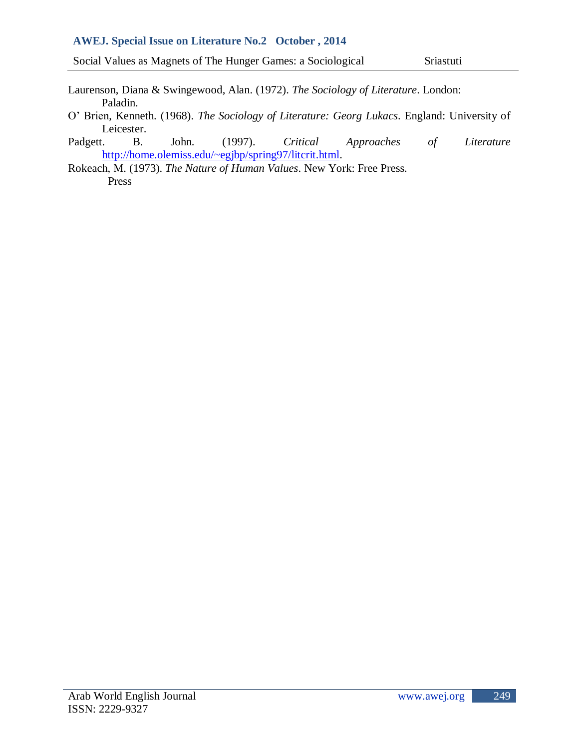Laurenson, Diana & Swingewood, Alan. (1972). *The Sociology of Literature*. London: Paladin.

O' Brien, Kenneth. (1968). *The Sociology of Literature: Georg Lukacs*. England: University of Leicester.

Padgett. B. John. (1997). *Critical Approaches of Literature* http://home.olemiss.edu/~egjbp/spring97/litcrit.html.

Rokeach, M. (1973). *The Nature of Human Values*. New York: Free Press. Press